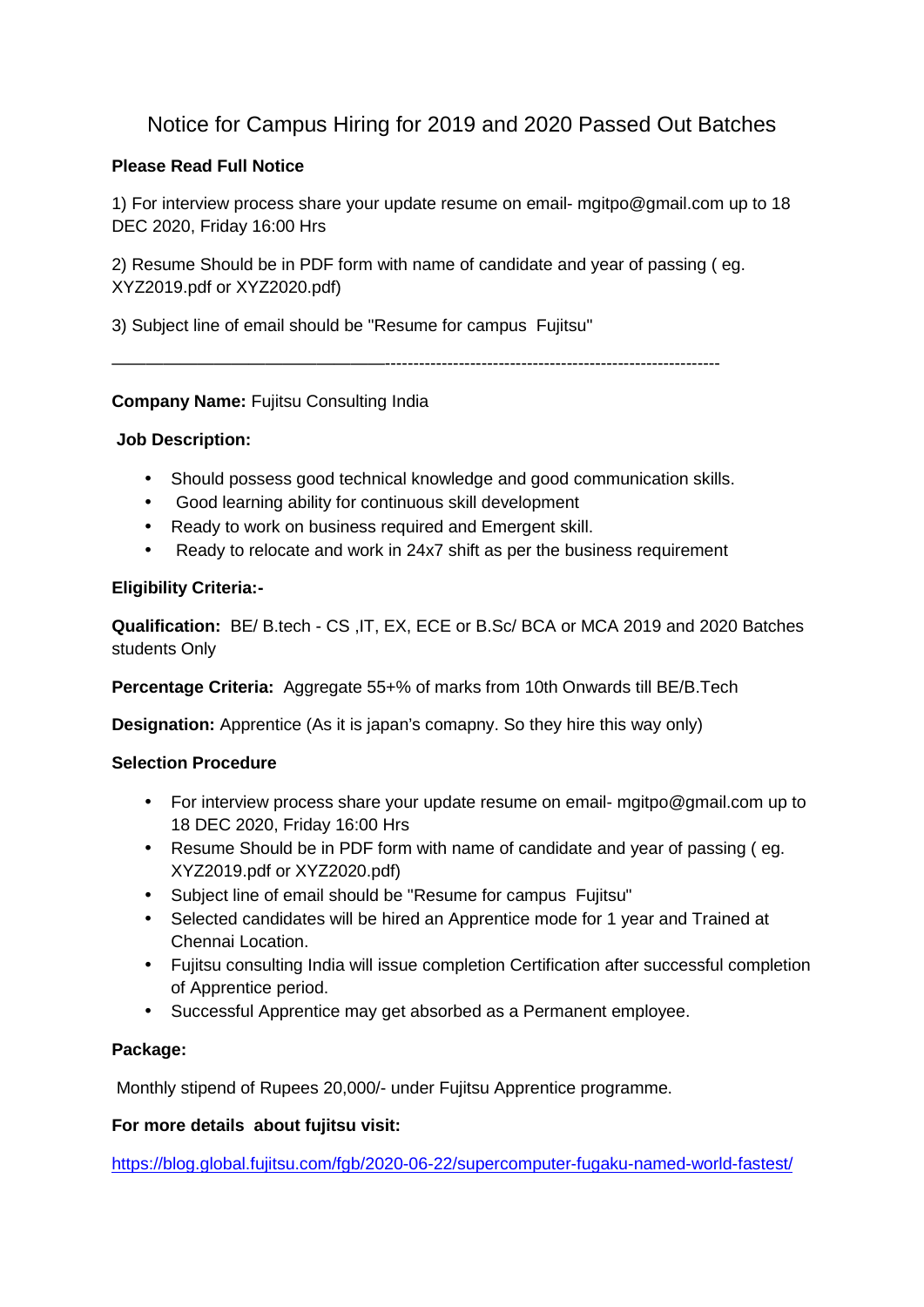# Notice for Campus Hiring for 2019 and 2020 Passed Out Batches

**Please Read Full Notice**

1) For interview process share your update resume on email- mgitpo@gmail.com up to 18 DEC 2020, Friday 16:00 Hrs

2) Resume Should be in PDF form with name of candidate and year of passing ( eg. XYZ2019.pdf or XYZ2020.pdf)

3) Subject line of email should be "Resume for campus Fujitsu"

---

**Company Name:** Fujitsu Consulting India

**Job Description:**

- Should possess good technical knowledge and good communication skills.
- Good learning ability for continuous skill development
- Ready to work on business required and Emergent skill.
- Ready to relocate and work in 24x7 shift as per the business requirement

**Eligibility Criteria:-**

**Qualification:** BE/ B.tech - CS ,IT, EX, ECE or B.Sc/ BCA or MCA 2019 and 2020 Batches students Only

**Percentage Criteria:** Aggregate 55+% of marks from 10th Onwards till BE/B.Tech

**Designation:** Apprentice (As it is japan's comapny. So they hire this way only)

**Selection Procedure**

- For interview process share your update resume on email- mgitpo@gmail.com up to 18 DEC 2020, Friday 16:00 Hrs
- Resume Should be in PDF form with name of candidate and year of passing ( eg. XYZ2019.pdf or XYZ2020.pdf)
- Subject line of email should be "Resume for campus Fujitsu"
- Selected candidates will be hired an Apprentice mode for 1 year and Trained at Chennai Location.
- Fujitsu consulting India will issue completion Certification after successful completion of Apprentice period.
- Successful Apprentice may get absorbed as a Permanent employee.

**Package:**

Monthly stipend of Rupees 20,000/- under Fujitsu Apprentice programme.

**For more details about fujitsu visit:**

https://blog.global.fujitsu.com/fgb/2020-06-22/supercomputer-fugaku-named-world-fastest/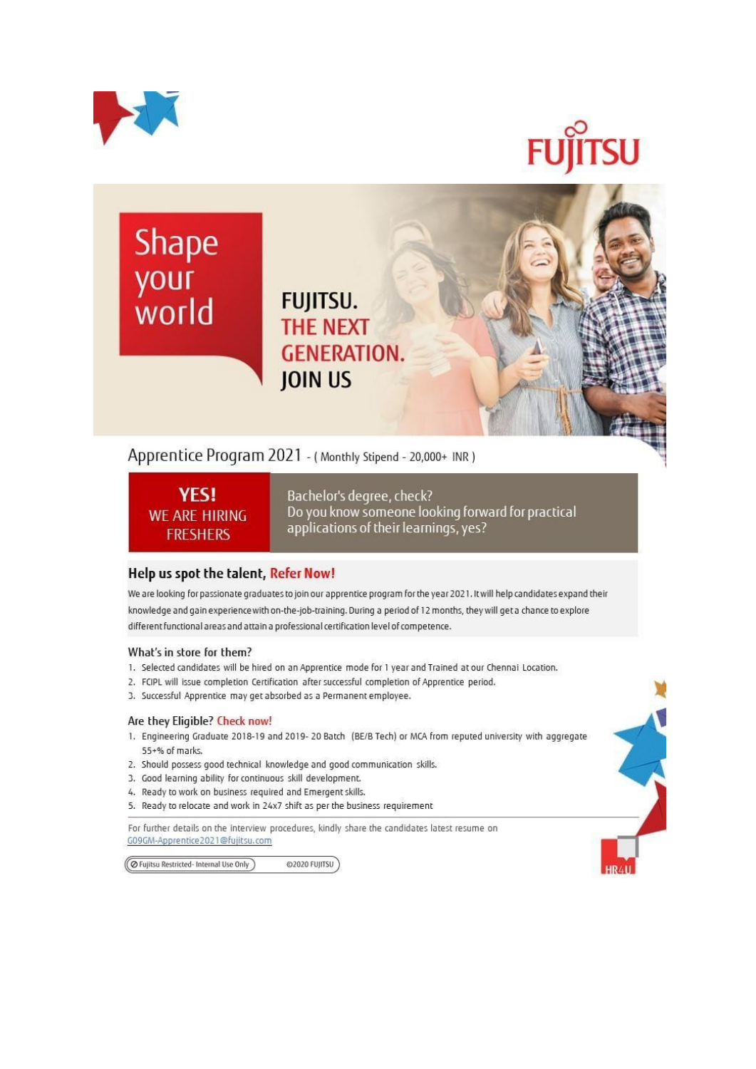**FUJITSU**

Shape your world

**FUJITSU. THE NEXT GENERATION. JOIN US**

## Apprentice Program 2021 - ( Monthly Stipend - 20,000+ INR )

**YES!** WE ARE HIRING FRESHERS

Bachelor's degree, check?
Do you know someone looking forward for practical applications of their learnings, yes?

### Help us spot the talent, Refer Now!

We are looking for passionate graduates to join our apprentice program for the year 2021. It will help candidates expand their knowledge and gain experience with on-the-job-training. During a period of 12 months, they will get a chance to explore different functional areas and attain a professional certification level of competence.

#### What's in store for them?

1. Selected candidates will be hired on an Apprentice mode for 1 year and Trained at our Chennai Location.
2. FCIPL will issue completion Certification after successful completion of Apprentice period.
3. Successful Apprentice may get absorbed as a Permanent employee.

#### Are they Eligible? Check now!

1. Engineering Graduate 2018-19 and 2019- 20 Batch (BE/B Tech) or MCA from reputed university with aggregate 55+% of marks.
2. Should possess good technical knowledge and good communication skills.
3. Good learning ability for continuous skill development.
4. Ready to work on business required and Emergent skills.
5. Ready to relocate and work in 24x7 shift as per the business requirement

For further details on the interview procedures, kindly share the candidates latest resume on G09GM-Apprentice2021@fujitsu.com

Fujitsu Restricted- Internal Use Only ©2020 FUJITSU

HR4U